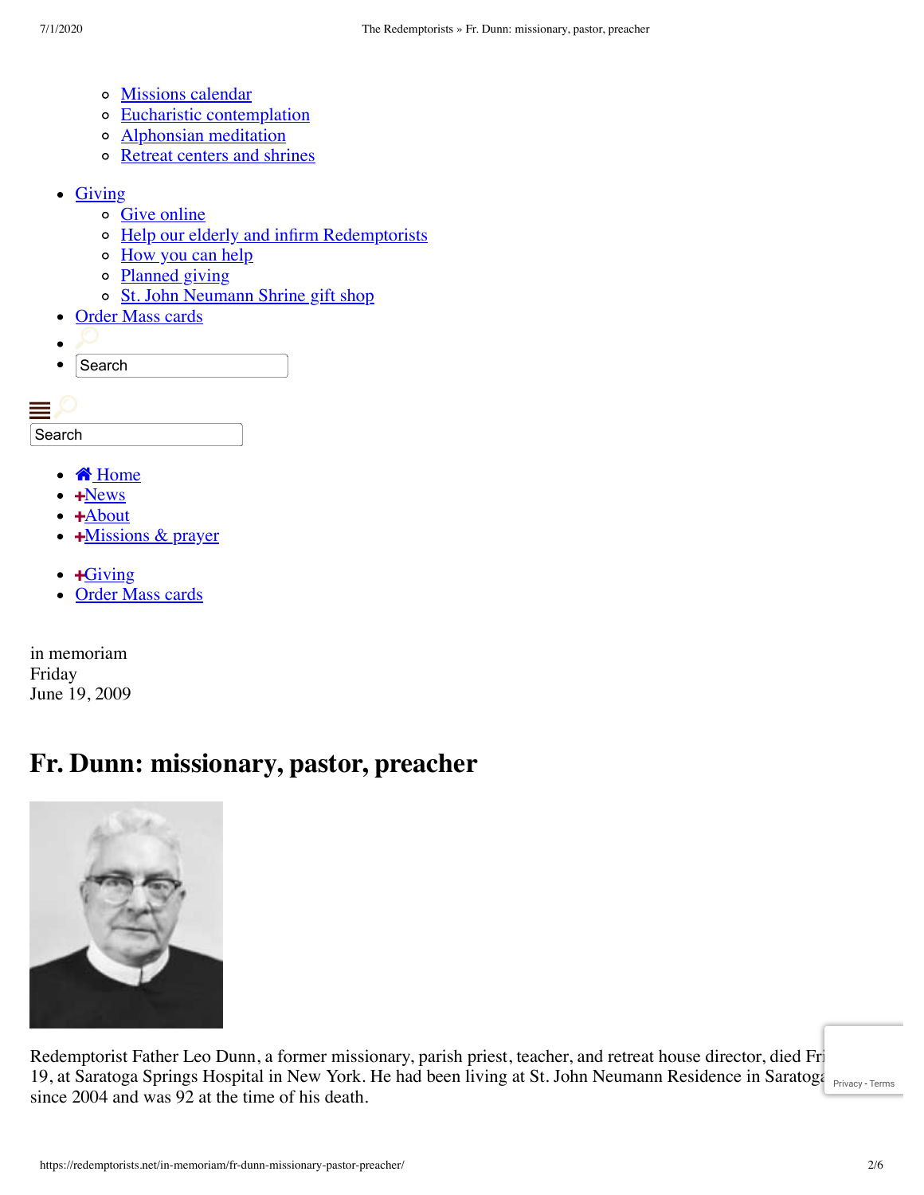- Missions calendar
- Eucharistic contemplation
- Alphonsian meditation
- Retreat centers and shrines

- Giving
  - Give online
  - Help our elderly and infirm Redemptorists
  - How you can help
  - Planned giving
  - St. John Neumann Shrine gift shop
- Order Mass cards
-
- Search

Search

- Home
- News
- About
- Missions & prayer

- Giving
- Order Mass cards

in memoriam
Friday
June 19, 2009

# Fr. Dunn: missionary, pastor, preacher

Redemptorist Father Leo Dunn, a former missionary, parish priest, teacher, and retreat house director, died Fri 19, at Saratoga Springs Hospital in New York. He had been living at St. John Neumann Residence in Saratoga since 2004 and was 92 at the time of his death.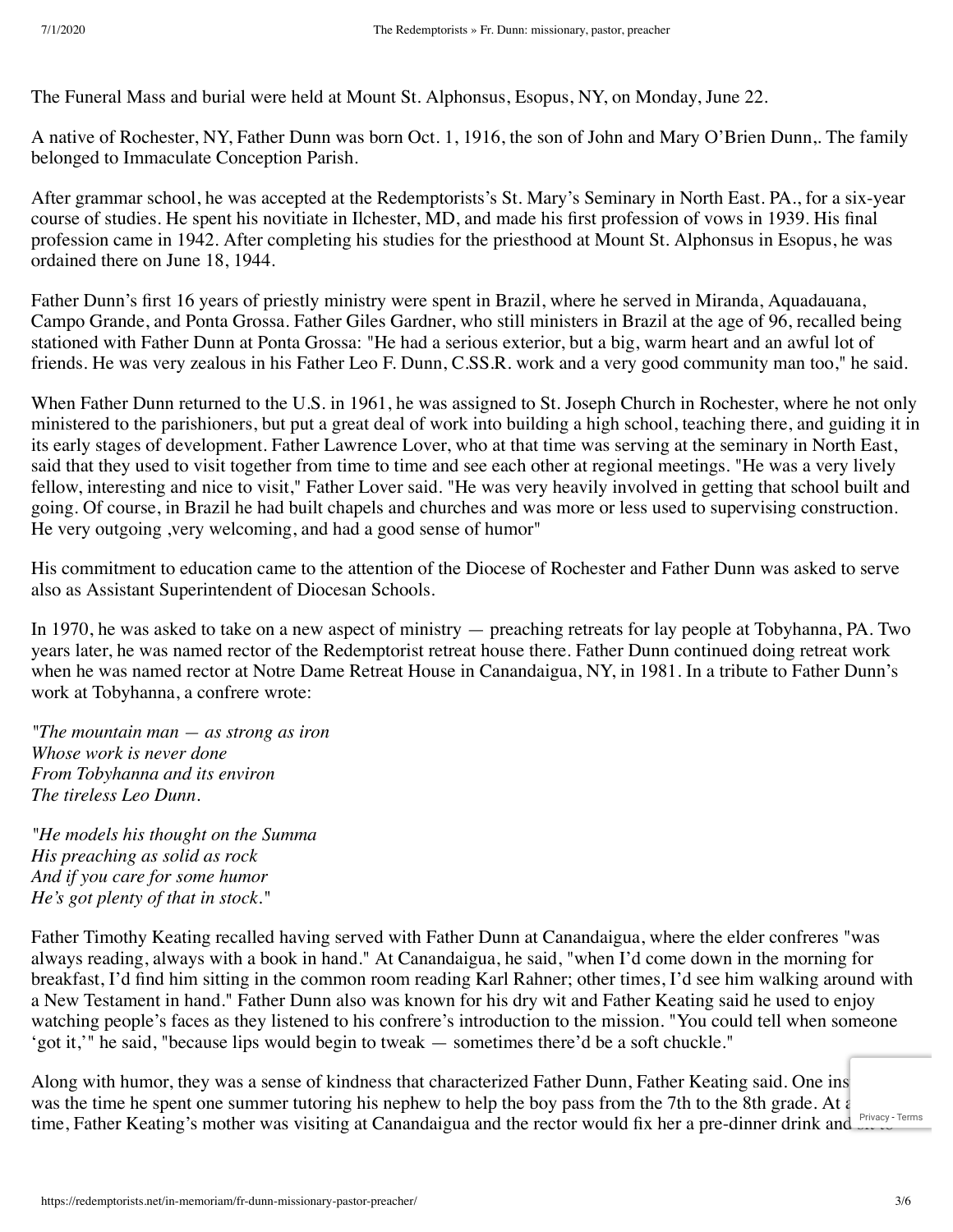The Funeral Mass and burial were held at Mount St. Alphonsus, Esopus, NY, on Monday, June 22.

A native of Rochester, NY, Father Dunn was born Oct. 1, 1916, the son of John and Mary O'Brien Dunn,. The family belonged to Immaculate Conception Parish.

After grammar school, he was accepted at the Redemptorists's St. Mary's Seminary in North East. PA., for a six-year course of studies. He spent his novitiate in Ilchester, MD, and made his first profession of vows in 1939. His final profession came in 1942. After completing his studies for the priesthood at Mount St. Alphonsus in Esopus, he was ordained there on June 18, 1944.

Father Dunn's first 16 years of priestly ministry were spent in Brazil, where he served in Miranda, Aquadauana, Campo Grande, and Ponta Grossa. Father Giles Gardner, who still ministers in Brazil at the age of 96, recalled being stationed with Father Dunn at Ponta Grossa: "He had a serious exterior, but a big, warm heart and an awful lot of friends. He was very zealous in his Father Leo F. Dunn, C.SS.R. work and a very good community man too," he said.

When Father Dunn returned to the U.S. in 1961, he was assigned to St. Joseph Church in Rochester, where he not only ministered to the parishioners, but put a great deal of work into building a high school, teaching there, and guiding it in its early stages of development. Father Lawrence Lover, who at that time was serving at the seminary in North East, said that they used to visit together from time to time and see each other at regional meetings. "He was a very lively fellow, interesting and nice to visit," Father Lover said. "He was very heavily involved in getting that school built and going. Of course, in Brazil he had built chapels and churches and was more or less used to supervising construction. He very outgoing ,very welcoming, and had a good sense of humor"

His commitment to education came to the attention of the Diocese of Rochester and Father Dunn was asked to serve also as Assistant Superintendent of Diocesan Schools.

In 1970, he was asked to take on a new aspect of ministry — preaching retreats for lay people at Tobyhanna, PA. Two years later, he was named rector of the Redemptorist retreat house there. Father Dunn continued doing retreat work when he was named rector at Notre Dame Retreat House in Canandaigua, NY, in 1981. In a tribute to Father Dunn's work at Tobyhanna, a confrere wrote:

*"The mountain man — as strong as iron*
*Whose work is never done*
*From Tobyhanna and its environ*
*The tireless Leo Dunn.*

*"He models his thought on the Summa*
*His preaching as solid as rock*
*And if you care for some humor*
*He's got plenty of that in stock."*

Father Timothy Keating recalled having served with Father Dunn at Canandaigua, where the elder confreres "was always reading, always with a book in hand." At Canandaigua, he said, "when I'd come down in the morning for breakfast, I'd find him sitting in the common room reading Karl Rahner; other times, I'd see him walking around with a New Testament in hand." Father Dunn also was known for his dry wit and Father Keating said he used to enjoy watching people's faces as they listened to his confrere's introduction to the mission. "You could tell when someone 'got it,'" he said, "because lips would begin to tweak — sometimes there'd be a soft chuckle."

Along with humor, they was a sense of kindness that characterized Father Dunn, Father Keating said. One ins was the time he spent one summer tutoring his nephew to help the boy pass from the 7th to the 8th grade. At a time, Father Keating's mother was visiting at Canandaigua and the rector would fix her a pre-dinner drink and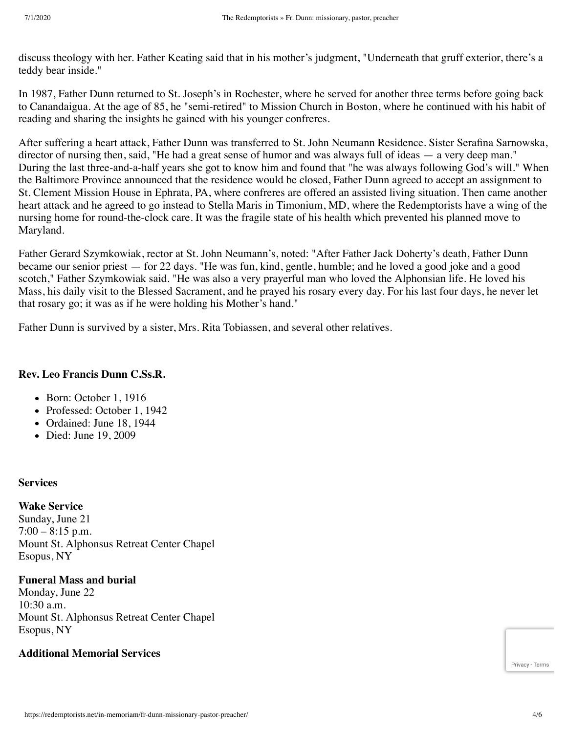discuss theology with her. Father Keating said that in his mother's judgment, "Underneath that gruff exterior, there's a teddy bear inside."

In 1987, Father Dunn returned to St. Joseph's in Rochester, where he served for another three terms before going back to Canandaigua. At the age of 85, he "semi-retired" to Mission Church in Boston, where he continued with his habit of reading and sharing the insights he gained with his younger confreres.

After suffering a heart attack, Father Dunn was transferred to St. John Neumann Residence. Sister Serafina Sarnowska, director of nursing then, said, "He had a great sense of humor and was always full of ideas — a very deep man." During the last three-and-a-half years she got to know him and found that "he was always following God's will." When the Baltimore Province announced that the residence would be closed, Father Dunn agreed to accept an assignment to St. Clement Mission House in Ephrata, PA, where confreres are offered an assisted living situation. Then came another heart attack and he agreed to go instead to Stella Maris in Timonium, MD, where the Redemptorists have a wing of the nursing home for round-the-clock care. It was the fragile state of his health which prevented his planned move to Maryland.

Father Gerard Szymkowiak, rector at St. John Neumann's, noted: "After Father Jack Doherty's death, Father Dunn became our senior priest — for 22 days. "He was fun, kind, gentle, humble; and he loved a good joke and a good scotch," Father Szymkowiak said. "He was also a very prayerful man who loved the Alphonsian life. He loved his Mass, his daily visit to the Blessed Sacrament, and he prayed his rosary every day. For his last four days, he never let that rosary go; it was as if he were holding his Mother's hand."

Father Dunn is survived by a sister, Mrs. Rita Tobiassen, and several other relatives.

**Rev. Leo Francis Dunn C.Ss.R.**

- Born: October 1, 1916
- Professed: October 1, 1942
- Ordained: June 18, 1944
- Died: June 19, 2009

**Services**

**Wake Service**
Sunday, June 21
7:00 – 8:15 p.m.
Mount St. Alphonsus Retreat Center Chapel
Esopus, NY

**Funeral Mass and burial**
Monday, June 22
10:30 a.m.
Mount St. Alphonsus Retreat Center Chapel
Esopus, NY

**Additional Memorial Services**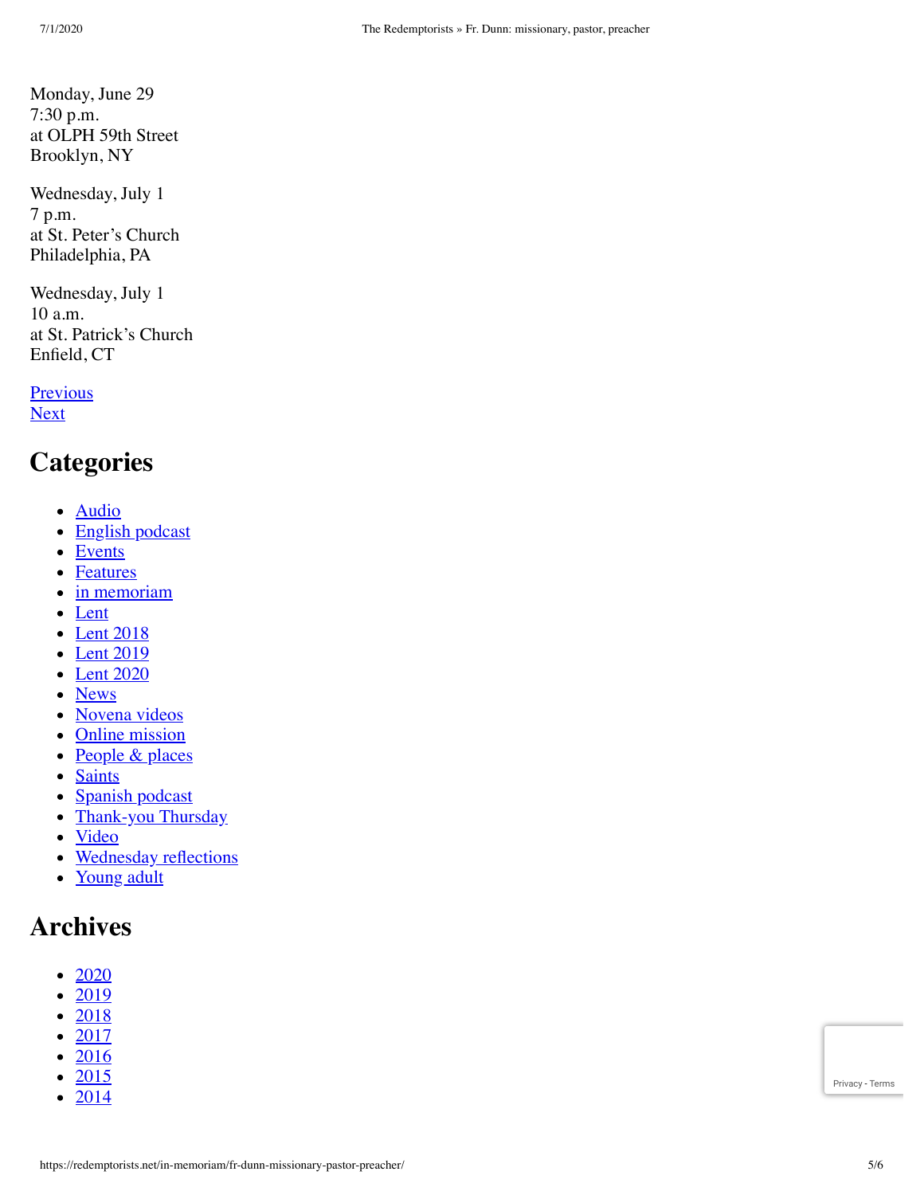Monday, June 29
7:30 p.m.
at OLPH 59th Street
Brooklyn, NY

Wednesday, July 1
7 p.m.
at St. Peter's Church
Philadelphia, PA

Wednesday, July 1
10 a.m.
at St. Patrick's Church
Enfield, CT

Previous
Next

## Categories

- Audio
- English podcast
- Events
- Features
- in memoriam
- Lent
- Lent 2018
- Lent 2019
- Lent 2020
- News
- Novena videos
- Online mission
- People & places
- Saints
- Spanish podcast
- Thank-you Thursday
- Video
- Wednesday reflections
- Young adult

## Archives

- 2020
- 2019
- 2018
- 2017
- 2016
- 2015
- 2014

Privacy - Terms